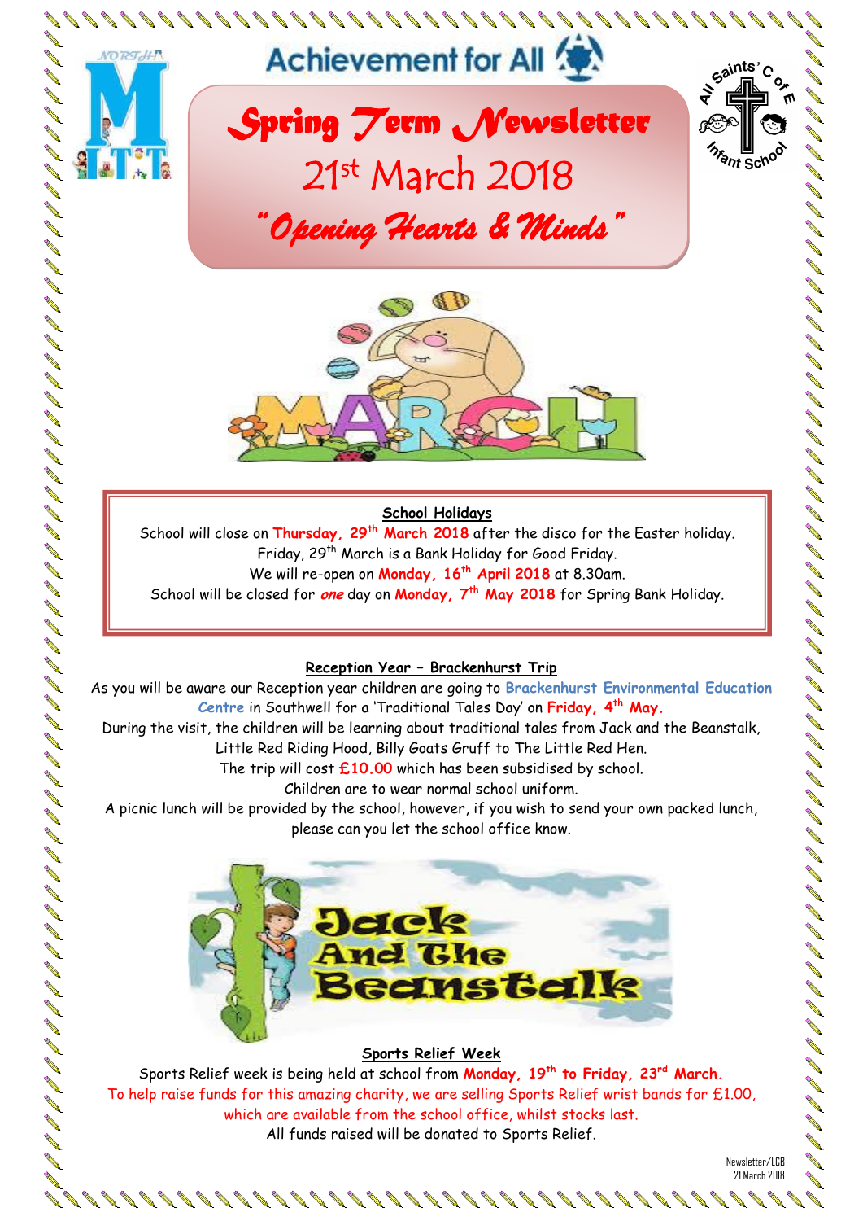# Achievement for All

# Spring Term Newsletter

## 21st March 2018

### "Opening Hearts & Minds"

**School Holidays**

School will close on **Thursday, 29th March 2018** after the disco for the Easter holiday.
Friday, 29th March is a Bank Holiday for Good Friday.
We will re-open on **Monday, 16th April 2018** at 8.30am.
School will be closed for ***one*** day on **Monday, 7th May 2018** for Spring Bank Holiday.

**Reception Year – Brackenhurst Trip**

As you will be aware our Reception year children are going to **Brackenhurst Environmental Education Centre** in Southwell for a 'Traditional Tales Day' on **Friday, 4th May.**
During the visit, the children will be learning about traditional tales from Jack and the Beanstalk, Little Red Riding Hood, Billy Goats Gruff to The Little Red Hen.
The trip will cost **£10.00** which has been subsidised by school.
Children are to wear normal school uniform.
A picnic lunch will be provided by the school, however, if you wish to send your own packed lunch, please can you let the school office know.

**Sports Relief Week**

Sports Relief week is being held at school from **Monday, 19th to Friday, 23rd March.**
To help raise funds for this amazing charity, we are selling Sports Relief wrist bands for £1.00, which are available from the school office, whilst stocks last.
All funds raised will be donated to Sports Relief.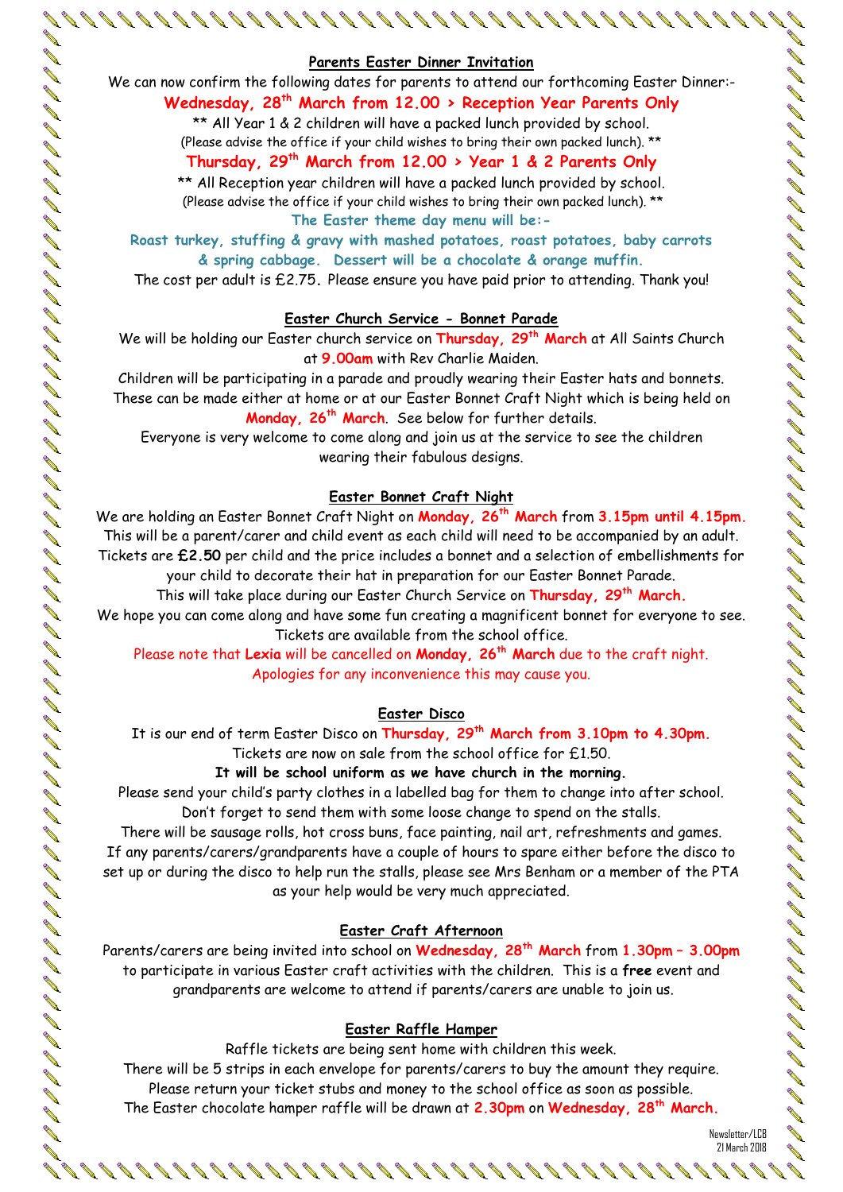## Parents Easter Dinner Invitation

We can now confirm the following dates for parents to attend our forthcoming Easter Dinner:-

**Wednesday, 28th March from 12.00 > Reception Year Parents Only**

** All Year 1 & 2 children will have a packed lunch provided by school.
(Please advise the office if your child wishes to bring their own packed lunch). **

**Thursday, 29th March from 12.00 > Year 1 & 2 Parents Only**

** All Reception year children will have a packed lunch provided by school.
(Please advise the office if your child wishes to bring their own packed lunch). **

**The Easter theme day menu will be:-**

**Roast turkey, stuffing & gravy with mashed potatoes, roast potatoes, baby carrots & spring cabbage. Dessert will be a chocolate & orange muffin.**

The cost per adult is £2.75. Please ensure you have paid prior to attending. Thank you!

## Easter Church Service - Bonnet Parade

We will be holding our Easter church service on **Thursday, 29th March** at All Saints Church at **9.00am** with Rev Charlie Maiden.

Children will be participating in a parade and proudly wearing their Easter hats and bonnets. These can be made either at home or at our Easter Bonnet Craft Night which is being held on **Monday, 26th March**. See below for further details.

Everyone is very welcome to come along and join us at the service to see the children wearing their fabulous designs.

## Easter Bonnet Craft Night

We are holding an Easter Bonnet Craft Night on **Monday, 26th March** from **3.15pm until 4.15pm.** This will be a parent/carer and child event as each child will need to be accompanied by an adult. Tickets are **£2.50** per child and the price includes a bonnet and a selection of embellishments for your child to decorate their hat in preparation for our Easter Bonnet Parade.

This will take place during our Easter Church Service on **Thursday, 29th March.**

We hope you can come along and have some fun creating a magnificent bonnet for everyone to see. Tickets are available from the school office.

Please note that **Lexia** will be cancelled on **Monday, 26th March** due to the craft night. Apologies for any inconvenience this may cause you.

## Easter Disco

It is our end of term Easter Disco on **Thursday, 29th March from 3.10pm to 4.30pm.**

Tickets are now on sale from the school office for £1.50.

**It will be school uniform as we have church in the morning.**

Please send your child's party clothes in a labelled bag for them to change into after school. Don't forget to send them with some loose change to spend on the stalls.

There will be sausage rolls, hot cross buns, face painting, nail art, refreshments and games. If any parents/carers/grandparents have a couple of hours to spare either before the disco to set up or during the disco to help run the stalls, please see Mrs Benham or a member of the PTA as your help would be very much appreciated.

## Easter Craft Afternoon

Parents/carers are being invited into school on **Wednesday, 28th March** from **1.30pm – 3.00pm** to participate in various Easter craft activities with the children. This is a **free** event and grandparents are welcome to attend if parents/carers are unable to join us.

## Easter Raffle Hamper

Raffle tickets are being sent home with children this week.

There will be 5 strips in each envelope for parents/carers to buy the amount they require.

Please return your ticket stubs and money to the school office as soon as possible.

The Easter chocolate hamper raffle will be drawn at **2.30pm** on **Wednesday, 28th March.**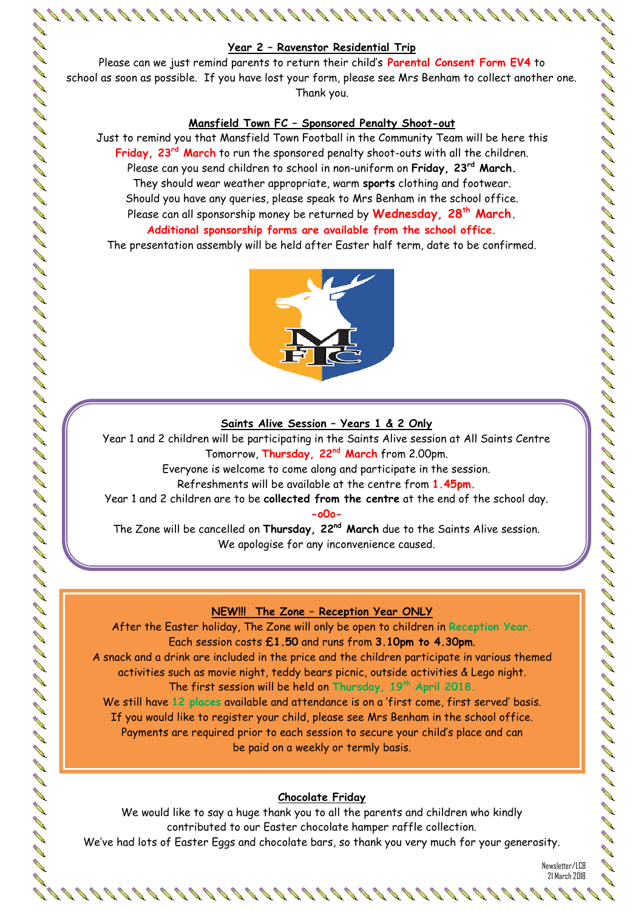## Year 2 – Ravenstor Residential Trip

Please can we just remind parents to return their child's **Parental Consent Form EV4** to school as soon as possible. If you have lost your form, please see Mrs Benham to collect another one. Thank you.

## Mansfield Town FC – Sponsored Penalty Shoot-out

Just to remind you that Mansfield Town Football in the Community Team will be here this **Friday, 23rd March** to run the sponsored penalty shoot-outs with all the children. Please can you send children to school in non-uniform on **Friday, 23rd March.** They should wear weather appropriate, warm **sports** clothing and footwear. Should you have any queries, please speak to Mrs Benham in the school office. Please can all sponsorship money be returned by **Wednesday, 28th March.**

**Additional sponsorship forms are available from the school office.**

The presentation assembly will be held after Easter half term, date to be confirmed.

## Saints Alive Session – Years 1 & 2 Only

Year 1 and 2 children will be participating in the Saints Alive session at All Saints Centre Tomorrow, **Thursday, 22nd March** from 2.00pm.

Everyone is welcome to come along and participate in the session.

Refreshments will be available at the centre from **1.45pm.**

Year 1 and 2 children are to be **collected from the centre** at the end of the school day.

-o0o-

The Zone will be cancelled on **Thursday, 22nd March** due to the Saints Alive session. We apologise for any inconvenience caused.

## NEW!!! The Zone – Reception Year ONLY

After the Easter holiday, The Zone will only be open to children in **Reception Year.**

Each session costs **£1.50** and runs from **3.10pm to 4.30pm**.

A snack and a drink are included in the price and the children participate in various themed activities such as movie night, teddy bears picnic, outside activities & Lego night.

The first session will be held on **Thursday, 19th April 2018.**

We still have **12 places** available and attendance is on a 'first come, first served' basis. If you would like to register your child, please see Mrs Benham in the school office. Payments are required prior to each session to secure your child's place and can be paid on a weekly or termly basis.

## Chocolate Friday

We would like to say a huge thank you to all the parents and children who kindly contributed to our Easter chocolate hamper raffle collection.

We've had lots of Easter Eggs and chocolate bars, so thank you very much for your generosity.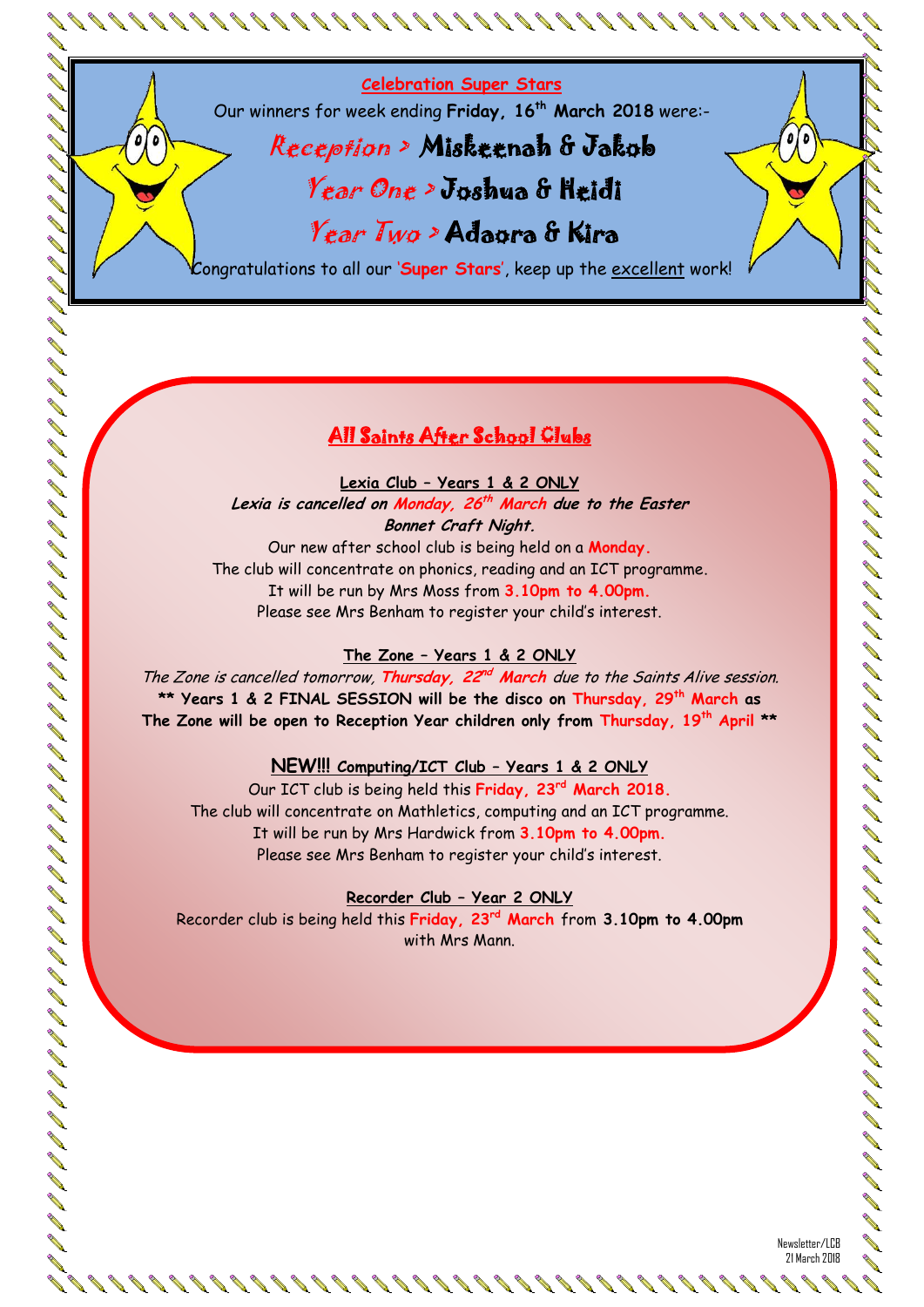## Celebration Super Stars

Our winners for week ending **Friday, 16th March 2018** were:-

*Reception >* **Miskeenah & Jakob**

*Year One >* **Joshua & Heidi**

*Year Two >* **Adaora & Kira**

Congratulations to all our '**Super Stars**', keep up the excellent work!

## All Saints After School Clubs

### Lexia Club – Years 1 & 2 ONLY

***Lexia is cancelled on Monday, 26th March due to the Easter Bonnet Craft Night.***

Our new after school club is being held on a **Monday.**

The club will concentrate on phonics, reading and an ICT programme.

It will be run by Mrs Moss from **3.10pm to 4.00pm.**

Please see Mrs Benham to register your child's interest.

### The Zone – Years 1 & 2 ONLY

*The Zone is cancelled tomorrow, **Thursday, 22nd March** due to the Saints Alive session.*

**** Years 1 & 2 FINAL SESSION will be the disco on Thursday, 29th March as The Zone will be open to Reception Year children only from Thursday, 19th April ****

### NEW!!! Computing/ICT Club – Years 1 & 2 ONLY

Our ICT club is being held this **Friday, 23rd March 2018.**

The club will concentrate on Mathletics, computing and an ICT programme.

It will be run by Mrs Hardwick from **3.10pm to 4.00pm.**

Please see Mrs Benham to register your child's interest.

### Recorder Club – Year 2 ONLY

Recorder club is being held this **Friday, 23rd March** from **3.10pm to 4.00pm** with Mrs Mann.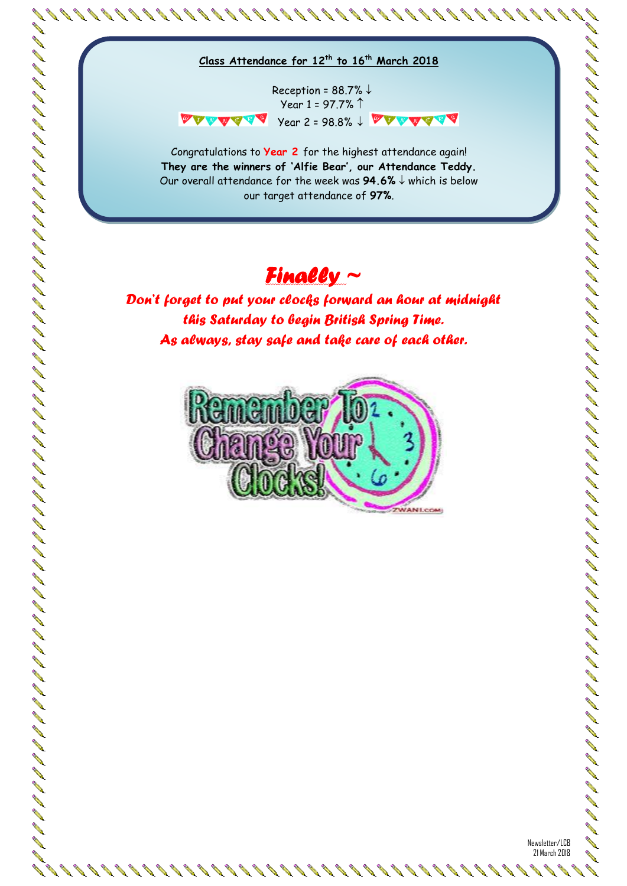**Class Attendance for 12th to 16th March 2018**

Reception = 88.7% ↓
Year 1 = 97.7% ↑
Year 2 = 98.8% ↓

Congratulations to **Year 2** for the highest attendance again!
**They are the winners of 'Alfie Bear', our Attendance Teddy.**
Our overall attendance for the week was **94.6%** ↓ which is below our target attendance of **97%**.

# *Finally ~*

***Don't forget to put your clocks forward an hour at midnight this Saturday to begin British Spring Time.***
***As always, stay safe and take care of each other.***

Newsletter/LCB
21 March 2018